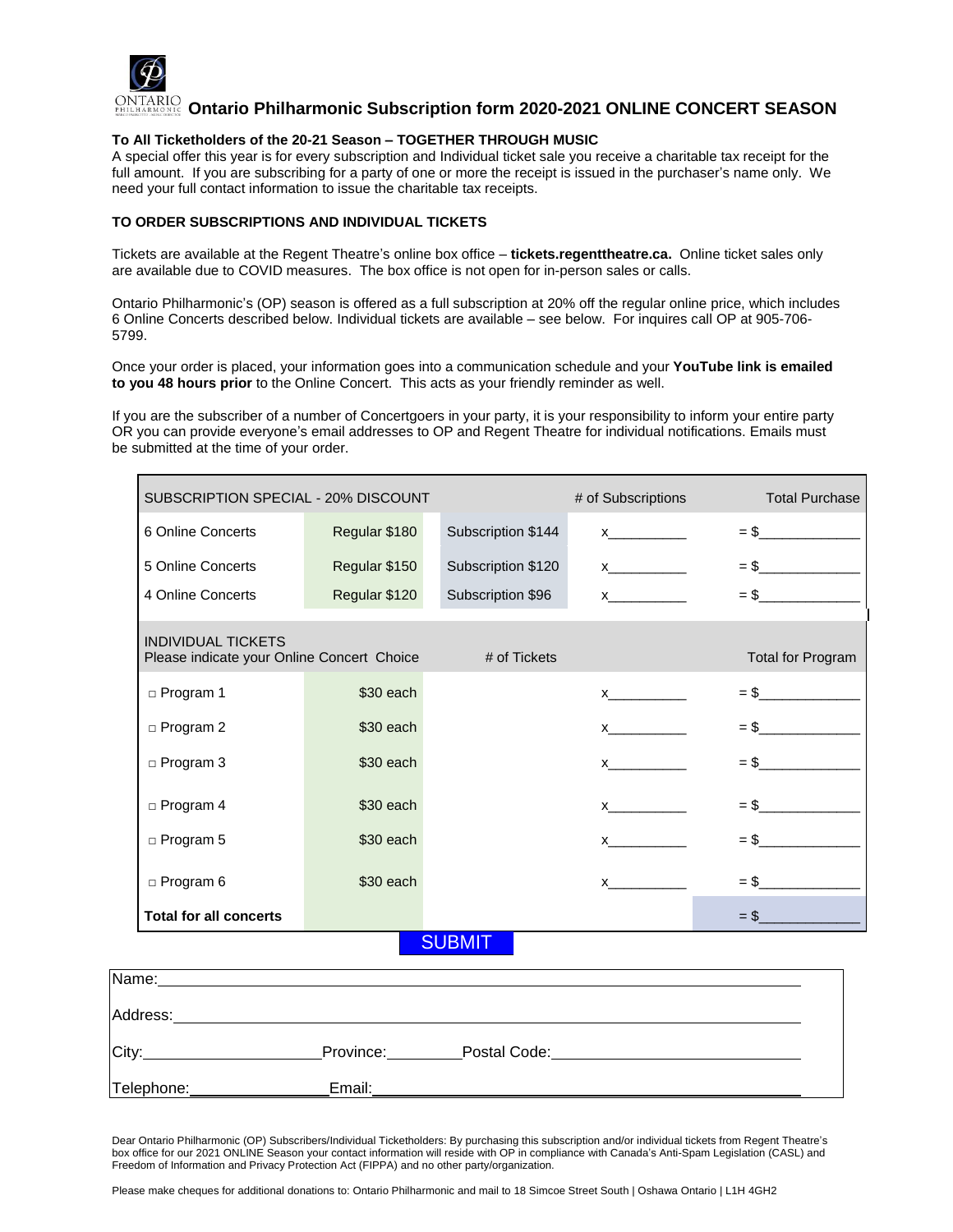# Ontario Philharmonic Subscription form 2020-2021 ONLINE CONCERT SEASON

**To All Ticketholders of the 20-21 Season – TOGETHER THROUGH MUSIC**

A special offer this year is for every subscription and Individual ticket sale you receive a charitable tax receipt for the full amount. If you are subscribing for a party of one or more the receipt is issued in the purchaser's name only. We need your full contact information to issue the charitable tax receipts.

**TO ORDER SUBSCRIPTIONS AND INDIVIDUAL TICKETS**

Tickets are available at the Regent Theatre's online box office – **tickets.regenttheatre.ca.** Online ticket sales only are available due to COVID measures. The box office is not open for in-person sales or calls.

Ontario Philharmonic's (OP) season is offered as a full subscription at 20% off the regular online price, which includes 6 Online Concerts described below. Individual tickets are available – see below. For inquires call OP at 905-706-5799.

Once your order is placed, your information goes into a communication schedule and your **YouTube link is emailed to you 48 hours prior** to the Online Concert. This acts as your friendly reminder as well.

If you are the subscriber of a number of Concertgoers in your party, it is your responsibility to inform your entire party OR you can provide everyone's email addresses to OP and Regent Theatre for individual notifications. Emails must be submitted at the time of your order.

| SUBSCRIPTION SPECIAL - 20% DISCOUNT | | | # of Subscriptions | Total Purchase |
|---|---|---|---|---|
| 6 Online Concerts | Regular $180 | Subscription $144 | x__________ | = $_____________ |
| 5 Online Concerts | Regular $150 | Subscription $120 | x__________ | = $_____________ |
| 4 Online Concerts | Regular $120 | Subscription $96 | x__________ | = $_____________ |
| INDIVIDUAL TICKETS<br>Please indicate your Online Concert Choice | | # of Tickets | | Total for Program |
| □ Program 1 | $30 each | | x__________ | = $_____________ |
| □ Program 2 | $30 each | | x__________ | = $_____________ |
| □ Program 3 | $30 each | | x__________ | = $_____________ |
| □ Program 4 | $30 each | | x__________ | = $_____________ |
| □ Program 5 | $30 each | | x__________ | = $_____________ |
| □ Program 6 | $30 each | | x__________ | = $_____________ |
| **Total for all concerts** | | | | = $_____________ |

SUBMIT

Name:______________________________________________________________

Address:____________________________________________________________

City:____________________ Province:_________ Postal Code:____________________________

Telephone:________________ Email:_____________________________________________

Dear Ontario Philharmonic (OP) Subscribers/Individual Ticketholders: By purchasing this subscription and/or individual tickets from Regent Theatre's box office for our 2021 ONLINE Season your contact information will reside with OP in compliance with Canada's Anti-Spam Legislation (CASL) and Freedom of Information and Privacy Protection Act (FIPPA) and no other party/organization.

Please make cheques for additional donations to: Ontario Philharmonic and mail to 18 Simcoe Street South | Oshawa Ontario | L1H 4GH2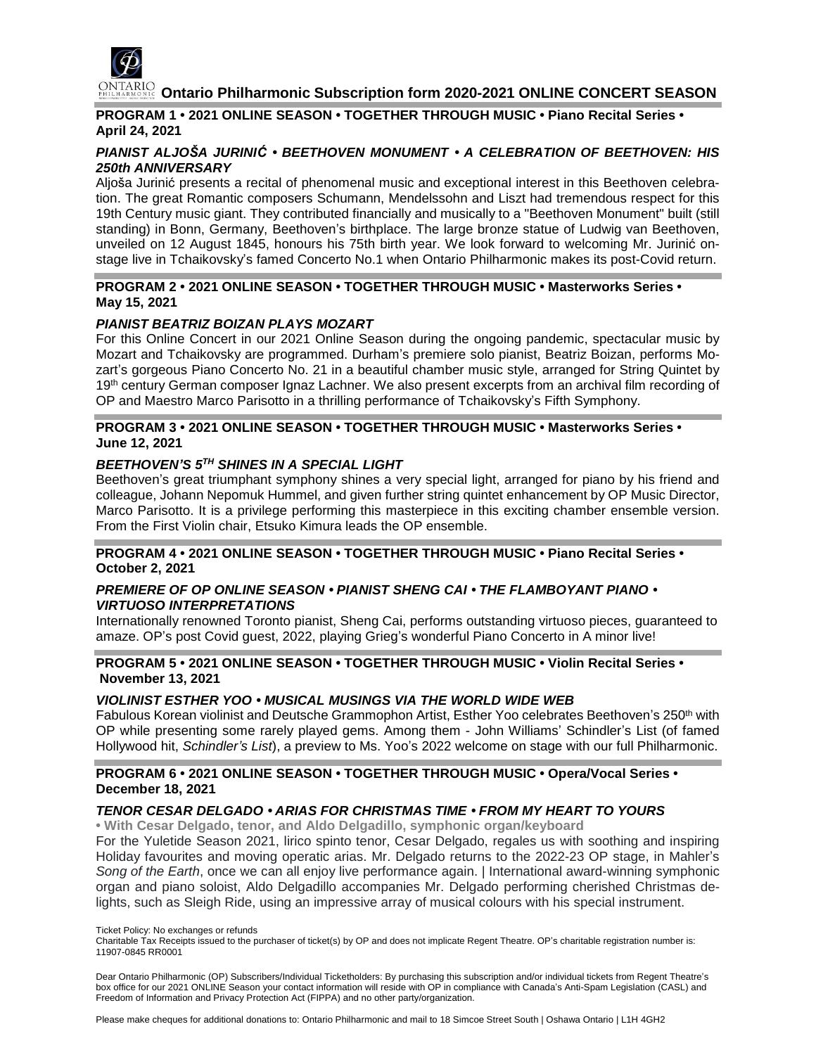# Ontario Philharmonic Subscription form 2020-2021 ONLINE CONCERT SEASON

## PROGRAM 1 • 2021 ONLINE SEASON • TOGETHER THROUGH MUSIC • Piano Recital Series • April 24, 2021

### *PIANIST ALJOŠA JURINIĆ • BEETHOVEN MONUMENT • A CELEBRATION OF BEETHOVEN: HIS 250th ANNIVERSARY*

Aljoša Jurinić presents a recital of phenomenal music and exceptional interest in this Beethoven celebration. The great Romantic composers Schumann, Mendelssohn and Liszt had tremendous respect for this 19th Century music giant. They contributed financially and musically to a "Beethoven Monument" built (still standing) in Bonn, Germany, Beethoven's birthplace. The large bronze statue of Ludwig van Beethoven, unveiled on 12 August 1845, honours his 75th birth year. We look forward to welcoming Mr. Jurinić on-stage live in Tchaikovsky's famed Concerto No.1 when Ontario Philharmonic makes its post-Covid return.

## PROGRAM 2 • 2021 ONLINE SEASON • TOGETHER THROUGH MUSIC • Masterworks Series • May 15, 2021

### *PIANIST BEATRIZ BOIZAN PLAYS MOZART*

For this Online Concert in our 2021 Online Season during the ongoing pandemic, spectacular music by Mozart and Tchaikovsky are programmed. Durham's premiere solo pianist, Beatriz Boizan, performs Mozart's gorgeous Piano Concerto No. 21 in a beautiful chamber music style, arranged for String Quintet by 19th century German composer Ignaz Lachner. We also present excerpts from an archival film recording of OP and Maestro Marco Parisotto in a thrilling performance of Tchaikovsky's Fifth Symphony.

## PROGRAM 3 • 2021 ONLINE SEASON • TOGETHER THROUGH MUSIC • Masterworks Series • June 12, 2021

### *BEETHOVEN'S 5TH SHINES IN A SPECIAL LIGHT*

Beethoven's great triumphant symphony shines a very special light, arranged for piano by his friend and colleague, Johann Nepomuk Hummel, and given further string quintet enhancement by OP Music Director, Marco Parisotto. It is a privilege performing this masterpiece in this exciting chamber ensemble version. From the First Violin chair, Etsuko Kimura leads the OP ensemble.

## PROGRAM 4 • 2021 ONLINE SEASON • TOGETHER THROUGH MUSIC • Piano Recital Series • October 2, 2021

### *PREMIERE OF OP ONLINE SEASON • PIANIST SHENG CAI • THE FLAMBOYANT PIANO • VIRTUOSO INTERPRETATIONS*

Internationally renowned Toronto pianist, Sheng Cai, performs outstanding virtuoso pieces, guaranteed to amaze. OP's post Covid guest, 2022, playing Grieg's wonderful Piano Concerto in A minor live!

## PROGRAM 5 • 2021 ONLINE SEASON • TOGETHER THROUGH MUSIC • Violin Recital Series • November 13, 2021

### *VIOLINIST ESTHER YOO • MUSICAL MUSINGS VIA THE WORLD WIDE WEB*

Fabulous Korean violinist and Deutsche Grammophon Artist, Esther Yoo celebrates Beethoven's 250th with OP while presenting some rarely played gems. Among them - John Williams' Schindler's List (of famed Hollywood hit, *Schindler's List*), a preview to Ms. Yoo's 2022 welcome on stage with our full Philharmonic.

## PROGRAM 6 • 2021 ONLINE SEASON • TOGETHER THROUGH MUSIC • Opera/Vocal Series • December 18, 2021

### *TENOR CESAR DELGADO • ARIAS FOR CHRISTMAS TIME • FROM MY HEART TO YOURS*

**• With Cesar Delgado, tenor, and Aldo Delgadillo, symphonic organ/keyboard**

For the Yuletide Season 2021, lirico spinto tenor, Cesar Delgado, regales us with soothing and inspiring Holiday favourites and moving operatic arias. Mr. Delgado returns to the 2022-23 OP stage, in Mahler's *Song of the Earth*, once we can all enjoy live performance again. | International award-winning symphonic organ and piano soloist, Aldo Delgadillo accompanies Mr. Delgado performing cherished Christmas delights, such as Sleigh Ride, using an impressive array of musical colours with his special instrument.

Ticket Policy: No exchanges or refunds

Charitable Tax Receipts issued to the purchaser of ticket(s) by OP and does not implicate Regent Theatre. OP's charitable registration number is: 11907-0845 RR0001

Dear Ontario Philharmonic (OP) Subscribers/Individual Ticketholders: By purchasing this subscription and/or individual tickets from Regent Theatre's box office for our 2021 ONLINE Season your contact information will reside with OP in compliance with Canada's Anti-Spam Legislation (CASL) and Freedom of Information and Privacy Protection Act (FIPPA) and no other party/organization.

Please make cheques for additional donations to: Ontario Philharmonic and mail to 18 Simcoe Street South | Oshawa Ontario | L1H 4GH2